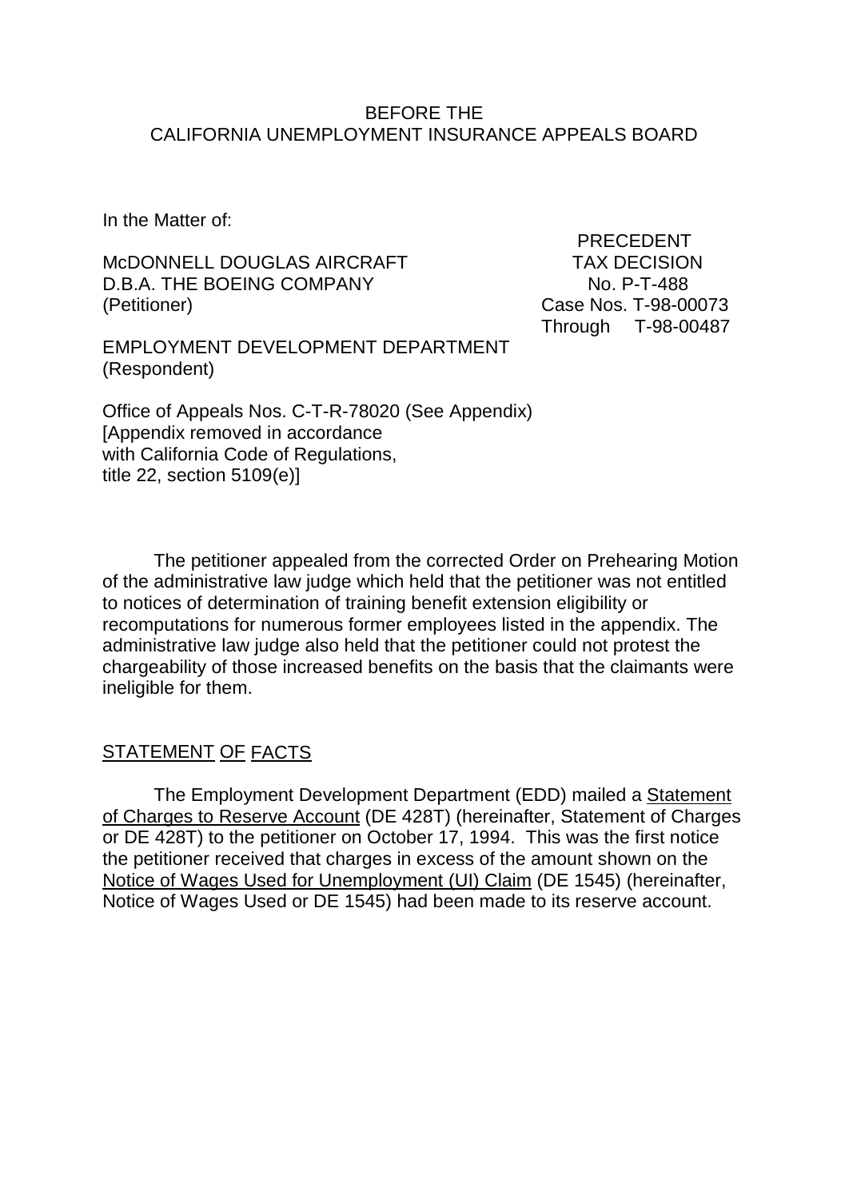BEFORE THE
CALIFORNIA UNEMPLOYMENT INSURANCE APPEALS BOARD

In the Matter of:

McDONNELL DOUGLAS AIRCRAFT
D.B.A. THE BOEING COMPANY
(Petitioner)

PRECEDENT
TAX DECISION
No. P-T-488
Case Nos. T-98-00073
Through T-98-00487

EMPLOYMENT DEVELOPMENT DEPARTMENT
(Respondent)

Office of Appeals Nos. C-T-R-78020 (See Appendix)
[Appendix removed in accordance
with California Code of Regulations,
title 22, section 5109(e)]

The petitioner appealed from the corrected Order on Prehearing Motion of the administrative law judge which held that the petitioner was not entitled to notices of determination of training benefit extension eligibility or recomputations for numerous former employees listed in the appendix. The administrative law judge also held that the petitioner could not protest the chargeability of those increased benefits on the basis that the claimants were ineligible for them.

## STATEMENT OF FACTS

The Employment Development Department (EDD) mailed a Statement of Charges to Reserve Account (DE 428T) (hereinafter, Statement of Charges or DE 428T) to the petitioner on October 17, 1994. This was the first notice the petitioner received that charges in excess of the amount shown on the Notice of Wages Used for Unemployment (UI) Claim (DE 1545) (hereinafter, Notice of Wages Used or DE 1545) had been made to its reserve account.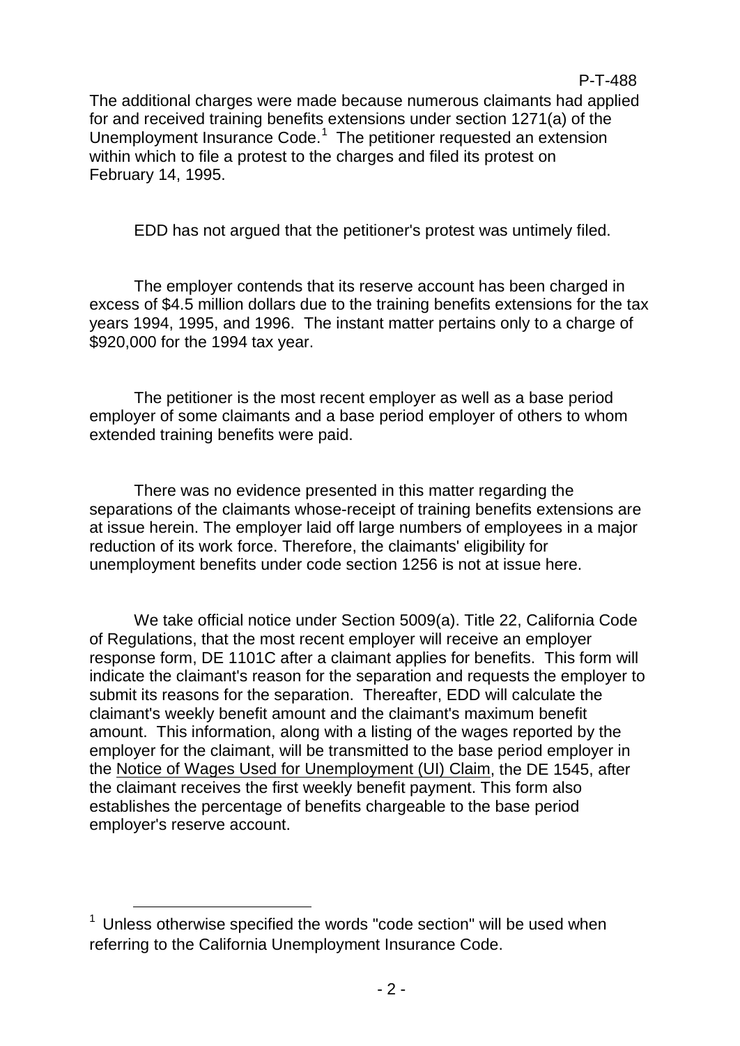The additional charges were made because numerous claimants had applied for and received training benefits extensions under section 1271(a) of the Unemployment Insurance Code.[1] The petitioner requested an extension within which to file a protest to the charges and filed its protest on February 14, 1995.

EDD has not argued that the petitioner's protest was untimely filed.

The employer contends that its reserve account has been charged in excess of $4.5 million dollars due to the training benefits extensions for the tax years 1994, 1995, and 1996. The instant matter pertains only to a charge of $920,000 for the 1994 tax year.

The petitioner is the most recent employer as well as a base period employer of some claimants and a base period employer of others to whom extended training benefits were paid.

There was no evidence presented in this matter regarding the separations of the claimants whose-receipt of training benefits extensions are at issue herein. The employer laid off large numbers of employees in a major reduction of its work force. Therefore, the claimants' eligibility for unemployment benefits under code section 1256 is not at issue here.

We take official notice under Section 5009(a). Title 22, California Code of Regulations, that the most recent employer will receive an employer response form, DE 1101C after a claimant applies for benefits. This form will indicate the claimant's reason for the separation and requests the employer to submit its reasons for the separation. Thereafter, EDD will calculate the claimant's weekly benefit amount and the claimant's maximum benefit amount. This information, along with a listing of the wages reported by the employer for the claimant, will be transmitted to the base period employer in the Notice of Wages Used for Unemployment (UI) Claim, the DE 1545, after the claimant receives the first weekly benefit payment. This form also establishes the percentage of benefits chargeable to the base period employer's reserve account.

---

[1] Unless otherwise specified the words "code section" will be used when referring to the California Unemployment Insurance Code.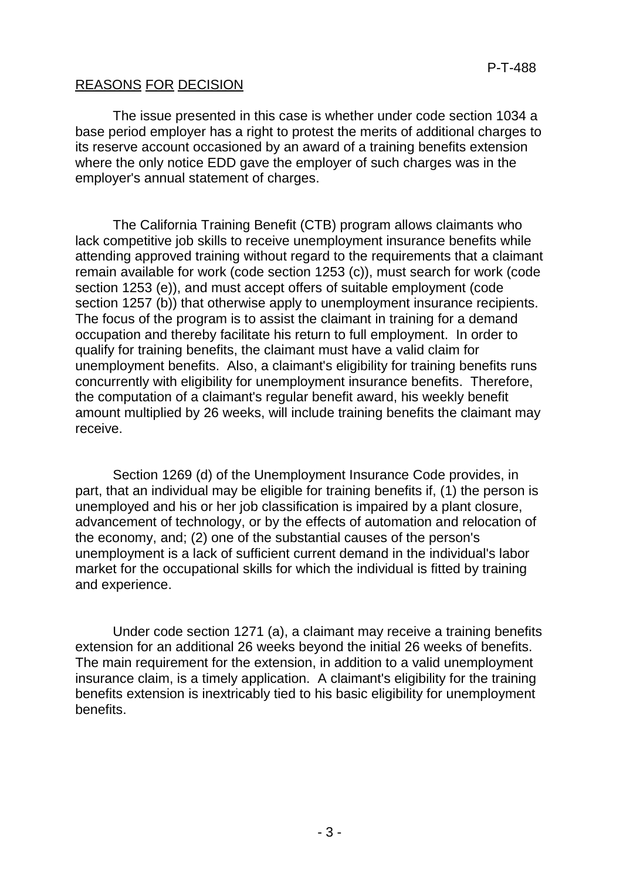## REASONS FOR DECISION

The issue presented in this case is whether under code section 1034 a base period employer has a right to protest the merits of additional charges to its reserve account occasioned by an award of a training benefits extension where the only notice EDD gave the employer of such charges was in the employer's annual statement of charges.

The California Training Benefit (CTB) program allows claimants who lack competitive job skills to receive unemployment insurance benefits while attending approved training without regard to the requirements that a claimant remain available for work (code section 1253 (c)), must search for work (code section 1253 (e)), and must accept offers of suitable employment (code section 1257 (b)) that otherwise apply to unemployment insurance recipients. The focus of the program is to assist the claimant in training for a demand occupation and thereby facilitate his return to full employment. In order to qualify for training benefits, the claimant must have a valid claim for unemployment benefits. Also, a claimant's eligibility for training benefits runs concurrently with eligibility for unemployment insurance benefits. Therefore, the computation of a claimant's regular benefit award, his weekly benefit amount multiplied by 26 weeks, will include training benefits the claimant may receive.

Section 1269 (d) of the Unemployment Insurance Code provides, in part, that an individual may be eligible for training benefits if, (1) the person is unemployed and his or her job classification is impaired by a plant closure, advancement of technology, or by the effects of automation and relocation of the economy, and; (2) one of the substantial causes of the person's unemployment is a lack of sufficient current demand in the individual's labor market for the occupational skills for which the individual is fitted by training and experience.

Under code section 1271 (a), a claimant may receive a training benefits extension for an additional 26 weeks beyond the initial 26 weeks of benefits. The main requirement for the extension, in addition to a valid unemployment insurance claim, is a timely application. A claimant's eligibility for the training benefits extension is inextricably tied to his basic eligibility for unemployment benefits.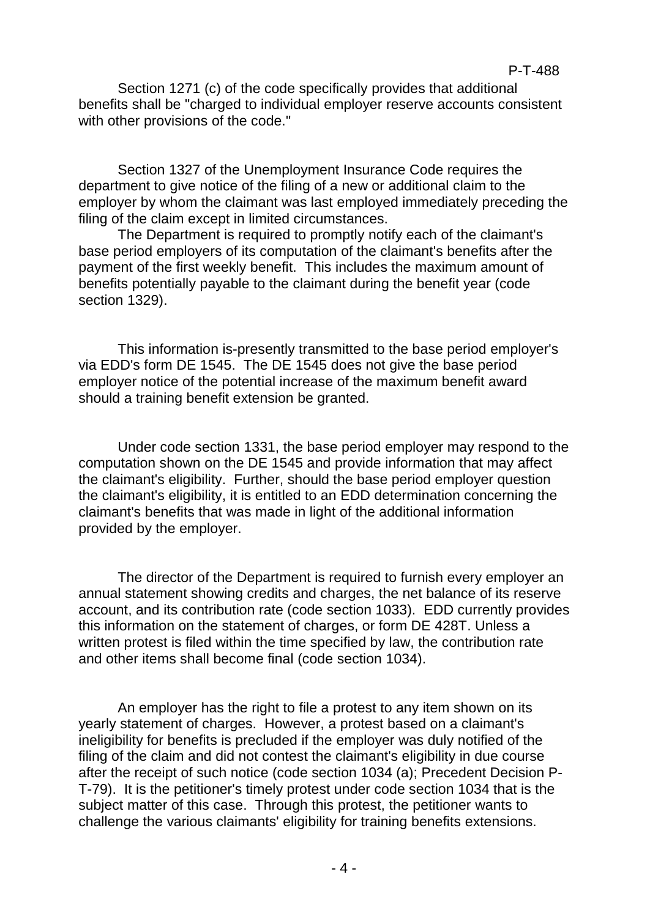Section 1271 (c) of the code specifically provides that additional benefits shall be "charged to individual employer reserve accounts consistent with other provisions of the code."

Section 1327 of the Unemployment Insurance Code requires the department to give notice of the filing of a new or additional claim to the employer by whom the claimant was last employed immediately preceding the filing of the claim except in limited circumstances.

The Department is required to promptly notify each of the claimant's base period employers of its computation of the claimant's benefits after the payment of the first weekly benefit. This includes the maximum amount of benefits potentially payable to the claimant during the benefit year (code section 1329).

This information is-presently transmitted to the base period employer's via EDD's form DE 1545. The DE 1545 does not give the base period employer notice of the potential increase of the maximum benefit award should a training benefit extension be granted.

Under code section 1331, the base period employer may respond to the computation shown on the DE 1545 and provide information that may affect the claimant's eligibility. Further, should the base period employer question the claimant's eligibility, it is entitled to an EDD determination concerning the claimant's benefits that was made in light of the additional information provided by the employer.

The director of the Department is required to furnish every employer an annual statement showing credits and charges, the net balance of its reserve account, and its contribution rate (code section 1033). EDD currently provides this information on the statement of charges, or form DE 428T. Unless a written protest is filed within the time specified by law, the contribution rate and other items shall become final (code section 1034).

An employer has the right to file a protest to any item shown on its yearly statement of charges. However, a protest based on a claimant's ineligibility for benefits is precluded if the employer was duly notified of the filing of the claim and did not contest the claimant's eligibility in due course after the receipt of such notice (code section 1034 (a); Precedent Decision P-T-79). It is the petitioner's timely protest under code section 1034 that is the subject matter of this case. Through this protest, the petitioner wants to challenge the various claimants' eligibility for training benefits extensions.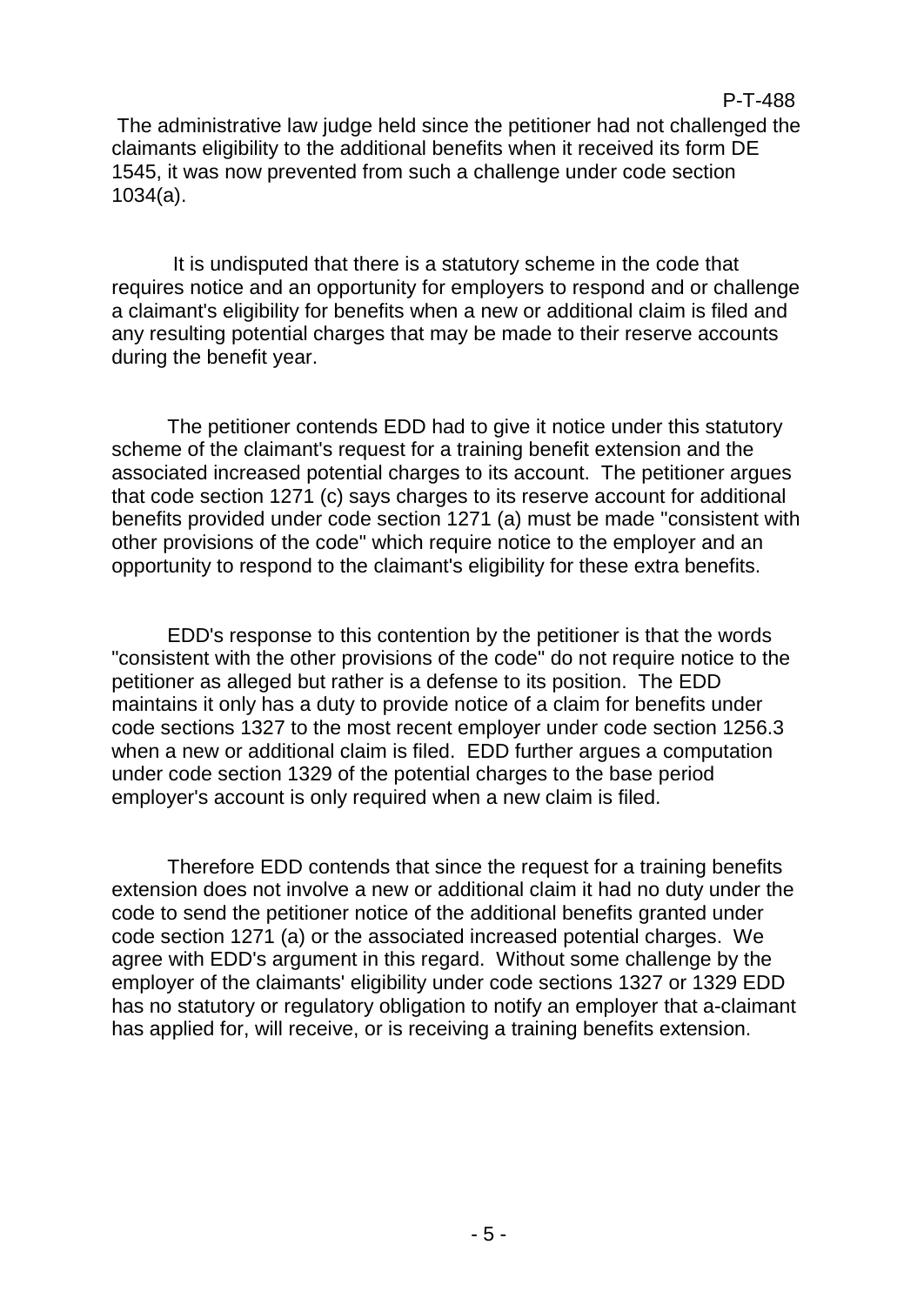The administrative law judge held since the petitioner had not challenged the claimants eligibility to the additional benefits when it received its form DE 1545, it was now prevented from such a challenge under code section 1034(a).

It is undisputed that there is a statutory scheme in the code that requires notice and an opportunity for employers to respond and or challenge a claimant's eligibility for benefits when a new or additional claim is filed and any resulting potential charges that may be made to their reserve accounts during the benefit year.

The petitioner contends EDD had to give it notice under this statutory scheme of the claimant's request for a training benefit extension and the associated increased potential charges to its account. The petitioner argues that code section 1271 (c) says charges to its reserve account for additional benefits provided under code section 1271 (a) must be made "consistent with other provisions of the code" which require notice to the employer and an opportunity to respond to the claimant's eligibility for these extra benefits.

EDD's response to this contention by the petitioner is that the words "consistent with the other provisions of the code" do not require notice to the petitioner as alleged but rather is a defense to its position. The EDD maintains it only has a duty to provide notice of a claim for benefits under code sections 1327 to the most recent employer under code section 1256.3 when a new or additional claim is filed. EDD further argues a computation under code section 1329 of the potential charges to the base period employer's account is only required when a new claim is filed.

Therefore EDD contends that since the request for a training benefits extension does not involve a new or additional claim it had no duty under the code to send the petitioner notice of the additional benefits granted under code section 1271 (a) or the associated increased potential charges. We agree with EDD's argument in this regard. Without some challenge by the employer of the claimants' eligibility under code sections 1327 or 1329 EDD has no statutory or regulatory obligation to notify an employer that a-claimant has applied for, will receive, or is receiving a training benefits extension.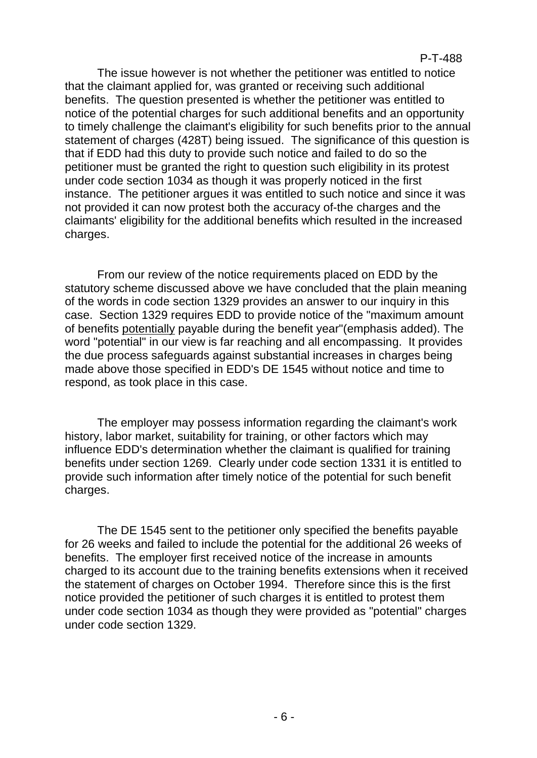The issue however is not whether the petitioner was entitled to notice that the claimant applied for, was granted or receiving such additional benefits. The question presented is whether the petitioner was entitled to notice of the potential charges for such additional benefits and an opportunity to timely challenge the claimant's eligibility for such benefits prior to the annual statement of charges (428T) being issued. The significance of this question is that if EDD had this duty to provide such notice and failed to do so the petitioner must be granted the right to question such eligibility in its protest under code section 1034 as though it was properly noticed in the first instance. The petitioner argues it was entitled to such notice and since it was not provided it can now protest both the accuracy of-the charges and the claimants' eligibility for the additional benefits which resulted in the increased charges.

From our review of the notice requirements placed on EDD by the statutory scheme discussed above we have concluded that the plain meaning of the words in code section 1329 provides an answer to our inquiry in this case. Section 1329 requires EDD to provide notice of the "maximum amount of benefits potentially payable during the benefit year"(emphasis added). The word "potential" in our view is far reaching and all encompassing. It provides the due process safeguards against substantial increases in charges being made above those specified in EDD's DE 1545 without notice and time to respond, as took place in this case.

The employer may possess information regarding the claimant's work history, labor market, suitability for training, or other factors which may influence EDD's determination whether the claimant is qualified for training benefits under section 1269. Clearly under code section 1331 it is entitled to provide such information after timely notice of the potential for such benefit charges.

The DE 1545 sent to the petitioner only specified the benefits payable for 26 weeks and failed to include the potential for the additional 26 weeks of benefits. The employer first received notice of the increase in amounts charged to its account due to the training benefits extensions when it received the statement of charges on October 1994. Therefore since this is the first notice provided the petitioner of such charges it is entitled to protest them under code section 1034 as though they were provided as "potential" charges under code section 1329.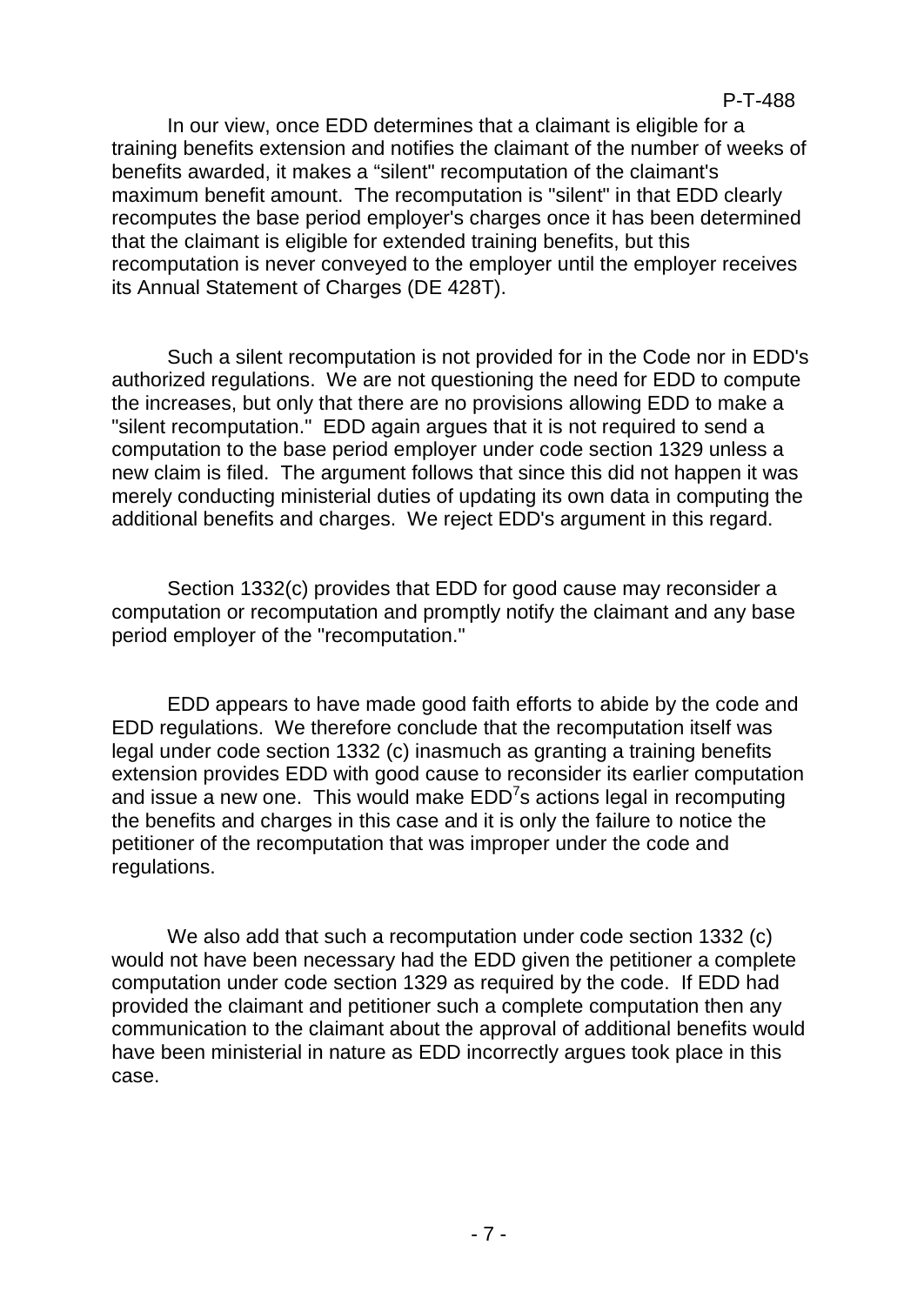In our view, once EDD determines that a claimant is eligible for a training benefits extension and notifies the claimant of the number of weeks of benefits awarded, it makes a "silent" recomputation of the claimant's maximum benefit amount. The recomputation is "silent" in that EDD clearly recomputes the base period employer's charges once it has been determined that the claimant is eligible for extended training benefits, but this recomputation is never conveyed to the employer until the employer receives its Annual Statement of Charges (DE 428T).

Such a silent recomputation is not provided for in the Code nor in EDD's authorized regulations. We are not questioning the need for EDD to compute the increases, but only that there are no provisions allowing EDD to make a "silent recomputation." EDD again argues that it is not required to send a computation to the base period employer under code section 1329 unless a new claim is filed. The argument follows that since this did not happen it was merely conducting ministerial duties of updating its own data in computing the additional benefits and charges. We reject EDD's argument in this regard.

Section 1332(c) provides that EDD for good cause may reconsider a computation or recomputation and promptly notify the claimant and any base period employer of the "recomputation."

EDD appears to have made good faith efforts to abide by the code and EDD regulations. We therefore conclude that the recomputation itself was legal under code section 1332 (c) inasmuch as granting a training benefits extension provides EDD with good cause to reconsider its earlier computation and issue a new one. This would make EDD[7]s actions legal in recomputing the benefits and charges in this case and it is only the failure to notice the petitioner of the recomputation that was improper under the code and regulations.

We also add that such a recomputation under code section 1332 (c) would not have been necessary had the EDD given the petitioner a complete computation under code section 1329 as required by the code. If EDD had provided the claimant and petitioner such a complete computation then any communication to the claimant about the approval of additional benefits would have been ministerial in nature as EDD incorrectly argues took place in this case.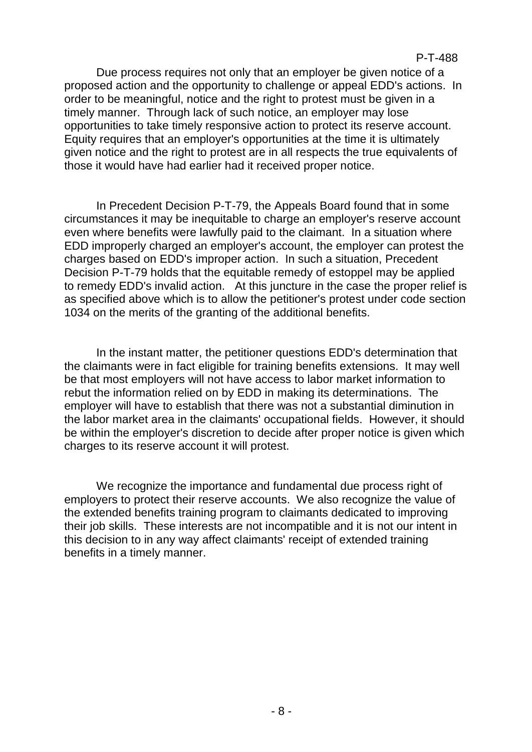Due process requires not only that an employer be given notice of a proposed action and the opportunity to challenge or appeal EDD's actions. In order to be meaningful, notice and the right to protest must be given in a timely manner. Through lack of such notice, an employer may lose opportunities to take timely responsive action to protect its reserve account. Equity requires that an employer's opportunities at the time it is ultimately given notice and the right to protest are in all respects the true equivalents of those it would have had earlier had it received proper notice.

In Precedent Decision P-T-79, the Appeals Board found that in some circumstances it may be inequitable to charge an employer's reserve account even where benefits were lawfully paid to the claimant. In a situation where EDD improperly charged an employer's account, the employer can protest the charges based on EDD's improper action. In such a situation, Precedent Decision P-T-79 holds that the equitable remedy of estoppel may be applied to remedy EDD's invalid action. At this juncture in the case the proper relief is as specified above which is to allow the petitioner's protest under code section 1034 on the merits of the granting of the additional benefits.

In the instant matter, the petitioner questions EDD's determination that the claimants were in fact eligible for training benefits extensions. It may well be that most employers will not have access to labor market information to rebut the information relied on by EDD in making its determinations. The employer will have to establish that there was not a substantial diminution in the labor market area in the claimants' occupational fields. However, it should be within the employer's discretion to decide after proper notice is given which charges to its reserve account it will protest.

We recognize the importance and fundamental due process right of employers to protect their reserve accounts. We also recognize the value of the extended benefits training program to claimants dedicated to improving their job skills. These interests are not incompatible and it is not our intent in this decision to in any way affect claimants' receipt of extended training benefits in a timely manner.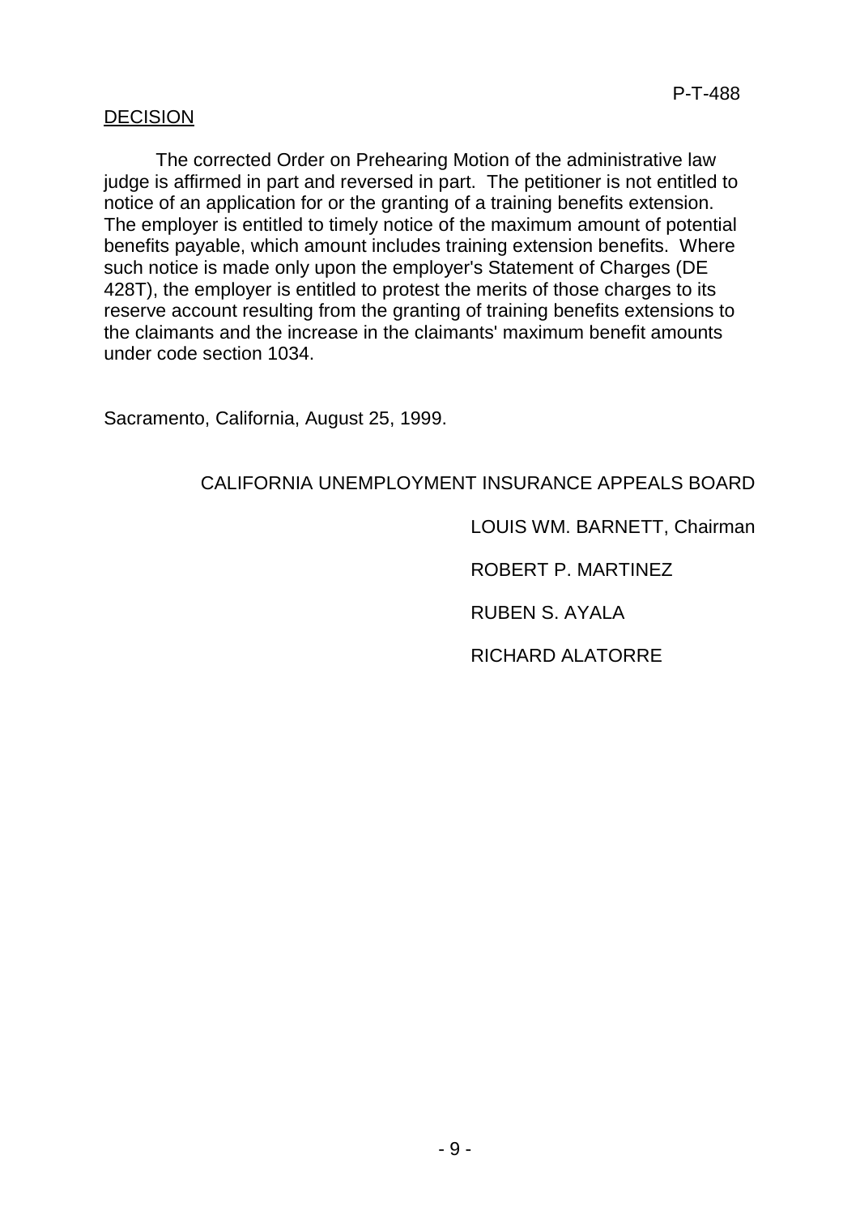P-T-488

<u>DECISION</u>

The corrected Order on Prehearing Motion of the administrative law judge is affirmed in part and reversed in part. The petitioner is not entitled to notice of an application for or the granting of a training benefits extension. The employer is entitled to timely notice of the maximum amount of potential benefits payable, which amount includes training extension benefits. Where such notice is made only upon the employer's Statement of Charges (DE 428T), the employer is entitled to protest the merits of those charges to its reserve account resulting from the granting of training benefits extensions to the claimants and the increase in the claimants' maximum benefit amounts under code section 1034.

Sacramento, California, August 25, 1999.

CALIFORNIA UNEMPLOYMENT INSURANCE APPEALS BOARD

LOUIS WM. BARNETT, Chairman

ROBERT P. MARTINEZ

RUBEN S. AYALA

RICHARD ALATORRE